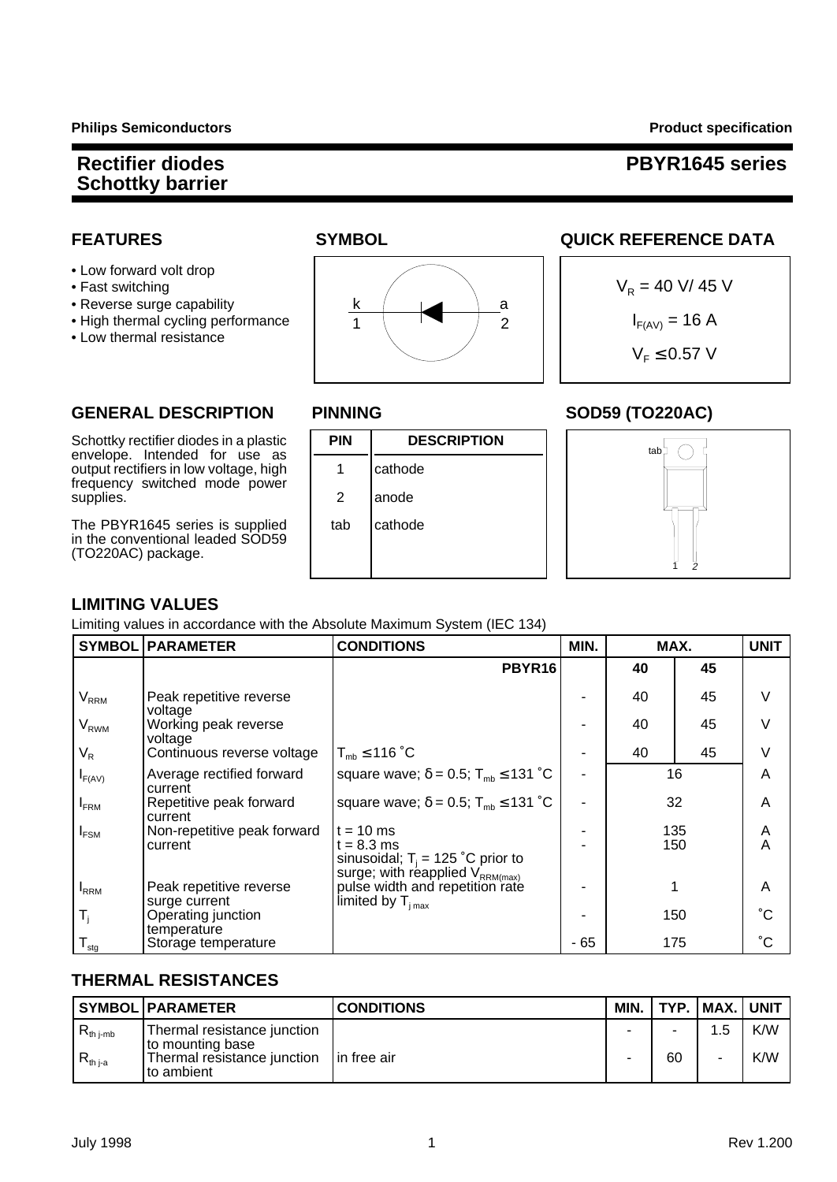# Rectifier diodes Schottky barrier

# PBYR1645 series

## FEATURES

- Low forward volt drop
- Fast switching
- Reverse surge capability
- High thermal cycling performance
- Low thermal resistance

## SYMBOL

k 1 — a 2

## QUICK REFERENCE DATA

$V_R$ = 40 V/ 45 V

$I_{F(AV)}$ = 16 A

$V_F \leq$ 0.57 V

## GENERAL DESCRIPTION

Schottky rectifier diodes in a plastic envelope. Intended for use as output rectifiers in low voltage, high frequency switched mode power supplies.

The PBYR1645 series is supplied in the conventional leaded SOD59 (TO220AC) package.

## PINNING

| PIN | DESCRIPTION |
|---|---|
| 1 | cathode |
| 2 | anode |
| tab | cathode |

## SOD59 (TO220AC)

tab

1 2

## LIMITING VALUES

Limiting values in accordance with the Absolute Maximum System (IEC 134)

| SYMBOL | PARAMETER | CONDITIONS | MIN. | MAX. | | UNIT |
|---|---|---|---|---|---|---|
| | | PBYR16 | | 40 | 45 | |
| $V_{RRM}$ | Peak repetitive reverse voltage | | - | 40 | 45 | V |
| $V_{RWM}$ | Working peak reverse voltage | | - | 40 | 45 | V |
| $V_R$ | Continuous reverse voltage | $T_{mb} \leq 116$ ˚C | - | 40 | 45 | V |
| $I_{F(AV)}$ | Average rectified forward current | square wave; $\delta = 0.5$; $T_{mb} \leq 131$ ˚C | - | 16 | | A |
| $I_{FRM}$ | Repetitive peak forward current | square wave; $\delta = 0.5$; $T_{mb} \leq 131$ ˚C | - | 32 | | A |
| $I_{FSM}$ | Non-repetitive peak forward current | t = 10 ms<br>t = 8.3 ms<br>sinusoidal; $T_j$ = 125 ˚C prior to surge; with reapplied $V_{RRM(max)}$ | -<br>- | 135<br>150 | | A<br>A |
| $I_{RRM}$ | Peak repetitive reverse surge current | pulse width and repetition rate limited by $T_{j\,max}$ | - | 1 | | A |
| $T_j$ | Operating junction temperature | | - | 150 | | ˚C |
| $T_{stg}$ | Storage temperature | | - 65 | 175 | | ˚C |

## THERMAL RESISTANCES

| SYMBOL | PARAMETER | CONDITIONS | MIN. | TYP. | MAX. | UNIT |
|---|---|---|---|---|---|---|
| $R_{th\,j\text{-}mb}$ | Thermal resistance junction to mounting base | | - | - | 1.5 | K/W |
| $R_{th\,j\text{-}a}$ | Thermal resistance junction to ambient | in free air | - | 60 | - | K/W |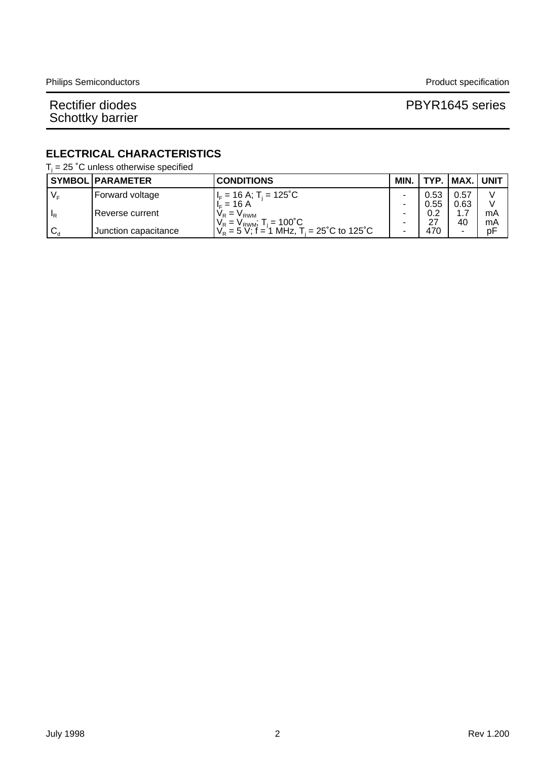## ELECTRICAL CHARACTERISTICS

$T_j$ = 25 ˚C unless otherwise specified

| SYMBOL | PARAMETER | CONDITIONS | MIN. | TYP. | MAX. | UNIT |
|---|---|---|---|---|---|---|
| $V_F$ | Forward voltage | $I_F$ = 16 A; $T_j$ = 125˚C | - | 0.53 | 0.57 | V |
| | | $I_F$ = 16 A | - | 0.55 | 0.63 | V |
| $I_R$ | Reverse current | $V_R = V_{RWM}$ | - | 0.2 | 1.7 | mA |
| | | $V_R = V_{RWM}$; $T_j$ = 100˚C | - | 27 | 40 | mA |
| $C_d$ | Junction capacitance | $V_R$ = 5 V; f = 1 MHz, $T_j$ = 25˚C to 125˚C | - | 470 | - | pF |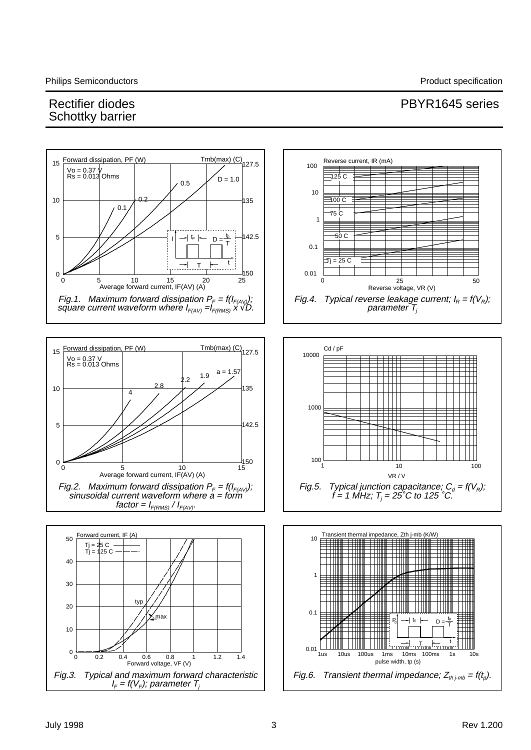**Fig.1.** Maximum forward dissipation $P_F = f(I_{F(AV)})$; square current waveform where $I_{F(AV)} = I_{F(RMS)} \times \sqrt{D}$.

**Fig.4.** Typical reverse leakage current; $I_R = f(V_R)$; parameter $T_j$

**Fig.2.** Maximum forward dissipation $P_F = f(I_{F(AV)})$; sinusoidal current waveform where a = form factor = $I_{F(RMS)} / I_{F(AV)}$.

**Fig.5.** Typical junction capacitance; $C_d = f(V_R)$; f = 1 MHz; $T_j$ = 25˚C to 125 ˚C.

**Fig.3.** Typical and maximum forward characteristic $I_F = f(V_F)$; parameter $T_j$

**Fig.6.** Transient thermal impedance; $Z_{th\,j\text{-}mb} = f(t_p)$.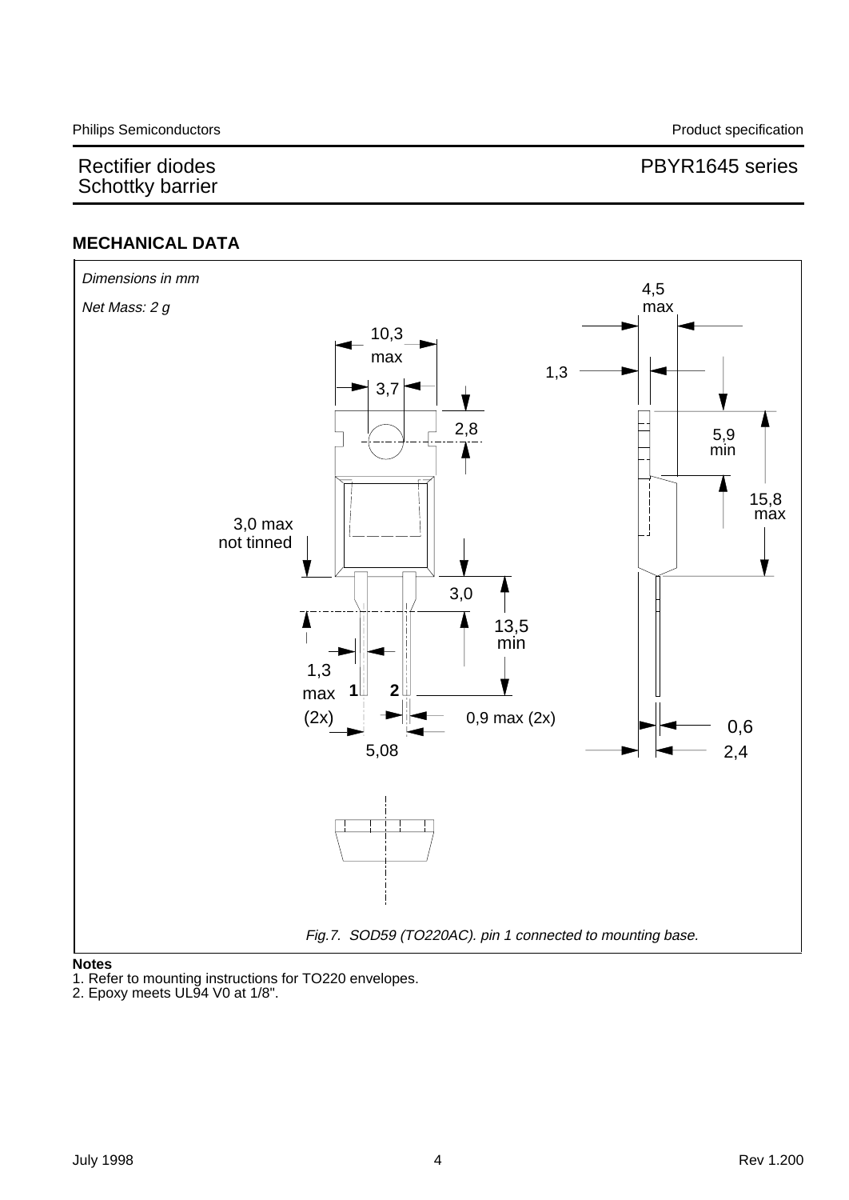## MECHANICAL DATA

*Dimensions in mm*

*Net Mass: 2 g*

*Fig.7. SOD59 (TO220AC). pin 1 connected to mounting base.*

**Notes**

1. Refer to mounting instructions for TO220 envelopes.
2. Epoxy meets UL94 V0 at 1/8".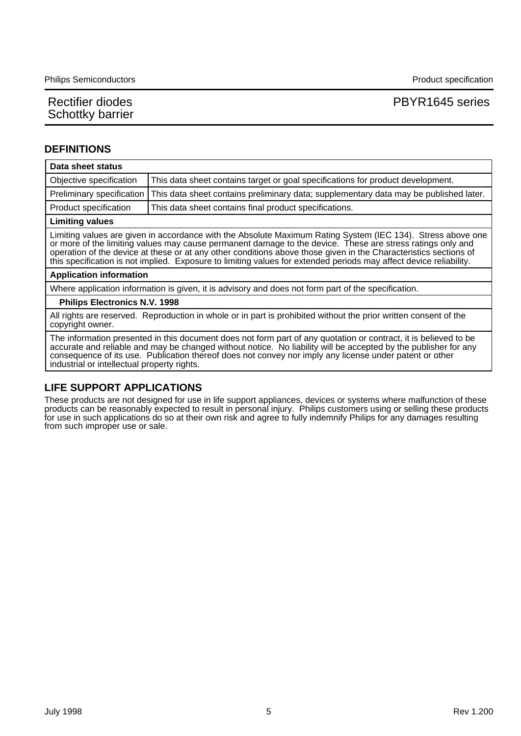## DEFINITIONS

| | |
|---|---|
| **Data sheet status** | |
| Objective specification | This data sheet contains target or goal specifications for product development. |
| Preliminary specification | This data sheet contains preliminary data; supplementary data may be published later. |
| Product specification | This data sheet contains final product specifications. |
| **Limiting values** | |
| Limiting values are given in accordance with the Absolute Maximum Rating System (IEC 134). Stress above one or more of the limiting values may cause permanent damage to the device. These are stress ratings only and operation of the device at these or at any other conditions above those given in the Characteristics sections of this specification is not implied. Exposure to limiting values for extended periods may affect device reliability. | |
| **Application information** | |
| Where application information is given, it is advisory and does not form part of the specification. | |
| **Philips Electronics N.V. 1998** | |
| All rights are reserved. Reproduction in whole or in part is prohibited without the prior written consent of the copyright owner. | |
| The information presented in this document does not form part of any quotation or contract, it is believed to be accurate and reliable and may be changed without notice. No liability will be accepted by the publisher for any consequence of its use. Publication thereof does not convey nor imply any license under patent or other industrial or intellectual property rights. | |

## LIFE SUPPORT APPLICATIONS

These products are not designed for use in life support appliances, devices or systems where malfunction of these products can be reasonably expected to result in personal injury. Philips customers using or selling these products for use in such applications do so at their own risk and agree to fully indemnify Philips for any damages resulting from such improper use or sale.